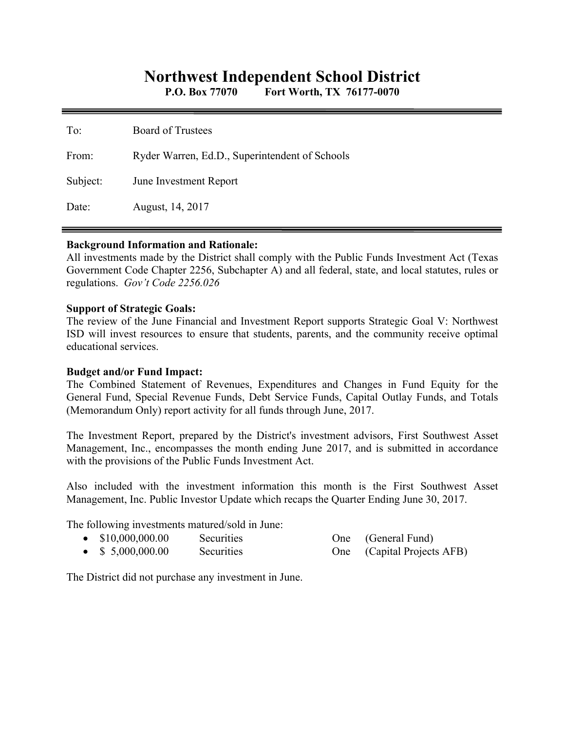# Northwest Independent School District

**P.O. Box 77070 Fort Worth, TX 76177-0070**

---

To: Board of Trustees

From: Ryder Warren, Ed.D., Superintendent of Schools

Subject: June Investment Report

Date: August, 14, 2017

---

**Background Information and Rationale:**
All investments made by the District shall comply with the Public Funds Investment Act (Texas Government Code Chapter 2256, Subchapter A) and all federal, state, and local statutes, rules or regulations. *Gov't Code 2256.026*

**Support of Strategic Goals:**
The review of the June Financial and Investment Report supports Strategic Goal V: Northwest ISD will invest resources to ensure that students, parents, and the community receive optimal educational services.

**Budget and/or Fund Impact:**
The Combined Statement of Revenues, Expenditures and Changes in Fund Equity for the General Fund, Special Revenue Funds, Debt Service Funds, Capital Outlay Funds, and Totals (Memorandum Only) report activity for all funds through June, 2017.

The Investment Report, prepared by the District's investment advisors, First Southwest Asset Management, Inc., encompasses the month ending June 2017, and is submitted in accordance with the provisions of the Public Funds Investment Act.

Also included with the investment information this month is the First Southwest Asset Management, Inc. Public Investor Update which recaps the Quarter Ending June 30, 2017.

The following investments matured/sold in June:

- $10,000,000.00 Securities One (General Fund)
- $ 5,000,000.00 Securities One (Capital Projects AFB)

The District did not purchase any investment in June.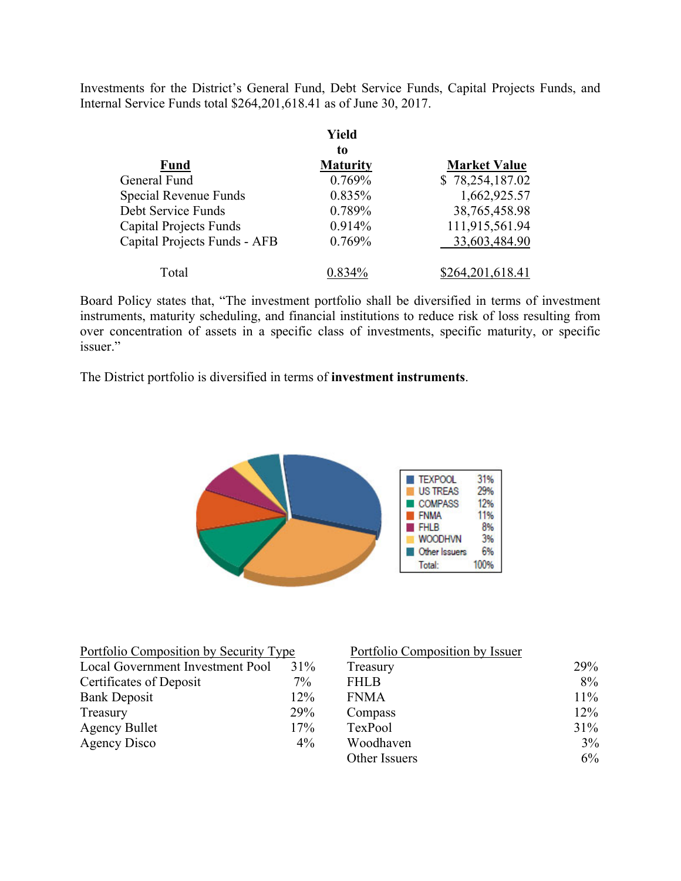Investments for the District's General Fund, Debt Service Funds, Capital Projects Funds, and Internal Service Funds total $264,201,618.41 as of June 30, 2017.

| **Fund** | **Yield to Maturity** | **Market Value** |
|---|---|---|
| General Fund | 0.769% | $ 78,254,187.02 |
| Special Revenue Funds | 0.835% | 1,662,925.57 |
| Debt Service Funds | 0.789% | 38,765,458.98 |
| Capital Projects Funds | 0.914% | 111,915,561.94 |
| Capital Projects Funds - AFB | 0.769% | 33,603,484.90 |
| Total | 0.834% | $264,201,618.41 |

Board Policy states that, "The investment portfolio shall be diversified in terms of investment instruments, maturity scheduling, and financial institutions to reduce risk of loss resulting from over concentration of assets in a specific class of investments, specific maturity, or specific issuer."

The District portfolio is diversified in terms of **investment instruments**.

| | |
|---|---|
| TEXPOOL | 31% |
| US TREAS | 29% |
| COMPASS | 12% |
| FNMA | 11% |
| FHLB | 8% |
| WOODHVN | 3% |
| Other Issuers | 6% |
| Total: | 100% |

| Portfolio Composition by Security Type | |
|---|---|
| Local Government Investment Pool | 31% |
| Certificates of Deposit | 7% |
| Bank Deposit | 12% |
| Treasury | 29% |
| Agency Bullet | 17% |
| Agency Disco | 4% |

| Portfolio Composition by Issuer | |
|---|---|
| Treasury | 29% |
| FHLB | 8% |
| FNMA | 11% |
| Compass | 12% |
| TexPool | 31% |
| Woodhaven | 3% |
| Other Issuers | 6% |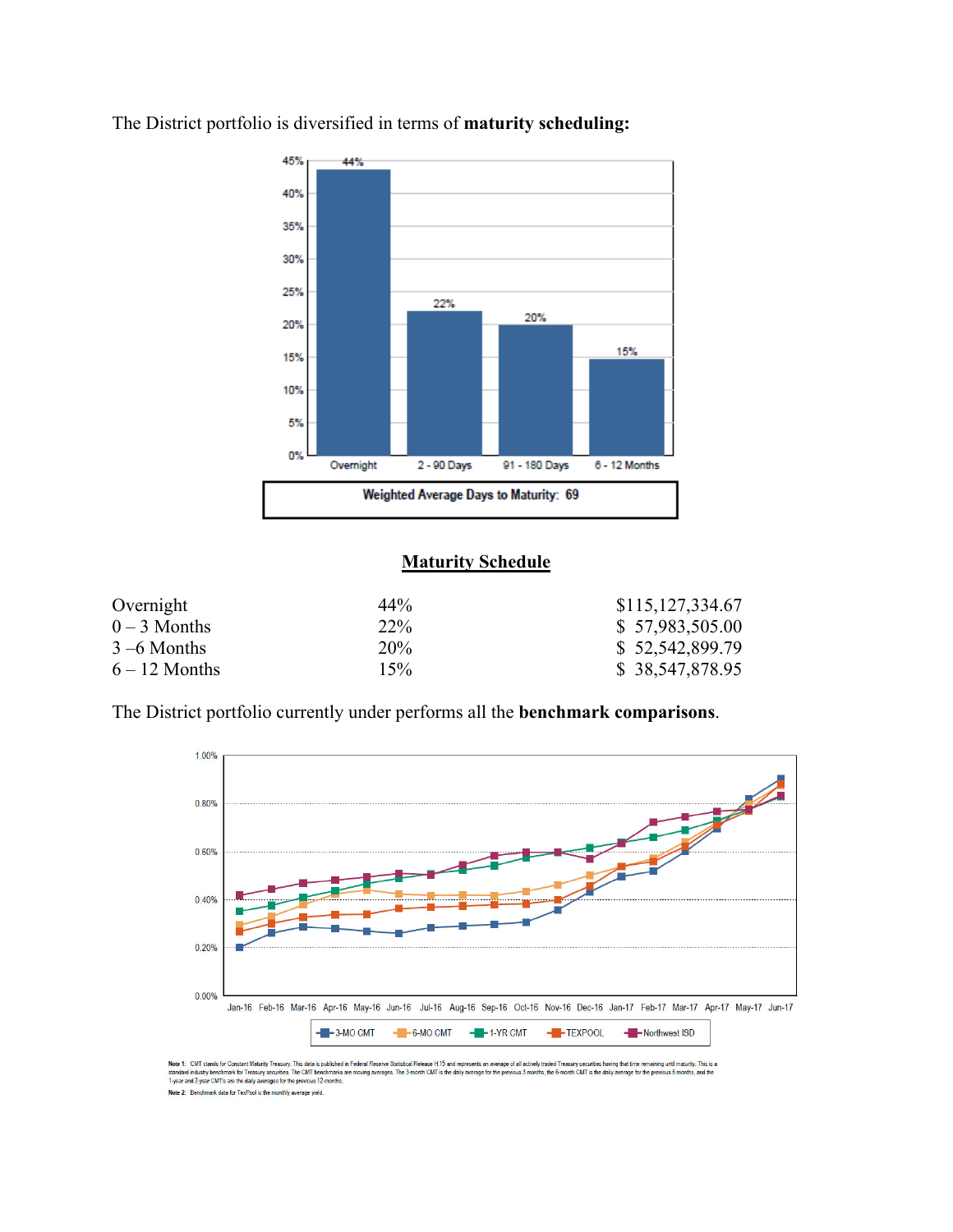The District portfolio is diversified in terms of **maturity scheduling:**

Weighted Average Days to Maturity: 69

**Maturity Schedule**

| | | |
|---|---|---|
| Overnight | 44% | $115,127,334.67 |
| 0 – 3 Months | 22% | $ 57,983,505.00 |
| 3 –6 Months | 20% | $ 52,542,899.79 |
| 6 – 12 Months | 15% | $ 38,547,878.95 |

The District portfolio currently under performs all the **benchmark comparisons**.

**Note 1:** CMT stands for Constant Maturity Treasury. This data is published in Federal Reserve Statistical Release H.15 and represents an average of all actively traded Treasury securities having that time remaining until maturity. This is a standard industry benchmark for Treasury securities. The CMT benchmarks are moving averages. The 3-month CMT is the daily average for the previous 3 months, the 6-month CMT is the daily average for the previous 6 months, and the 1-year and 2-year CMT's are the daily averages for the previous 12-months.

**Note 2:** Benchmark data for TexPool is the monthly average yield.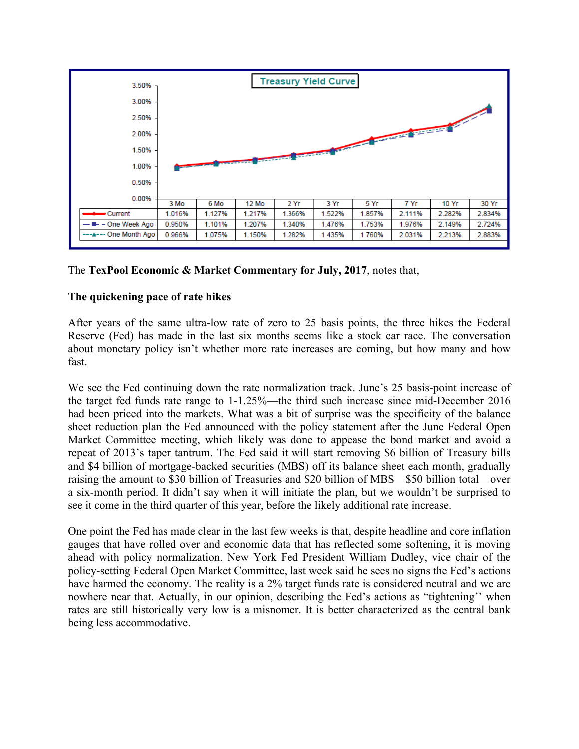**Treasury Yield Curve**

| | 3 Mo | 6 Mo | 12 Mo | 2 Yr | 3 Yr | 5 Yr | 7 Yr | 10 Yr | 30 Yr |
|---|---|---|---|---|---|---|---|---|---|
| Current | 1.016% | 1.127% | 1.217% | 1.366% | 1.522% | 1.857% | 2.111% | 2.282% | 2.834% |
| One Week Ago | 0.950% | 1.101% | 1.207% | 1.340% | 1.476% | 1.753% | 1.976% | 2.149% | 2.724% |
| One Month Ago | 0.966% | 1.075% | 1.150% | 1.282% | 1.435% | 1.760% | 2.031% | 2.213% | 2.883% |

The **TexPool Economic & Market Commentary for July, 2017**, notes that,

**The quickening pace of rate hikes**

After years of the same ultra-low rate of zero to 25 basis points, the three hikes the Federal Reserve (Fed) has made in the last six months seems like a stock car race. The conversation about monetary policy isn't whether more rate increases are coming, but how many and how fast.

We see the Fed continuing down the rate normalization track. June's 25 basis-point increase of the target fed funds rate range to 1-1.25%—the third such increase since mid-December 2016 had been priced into the markets. What was a bit of surprise was the specificity of the balance sheet reduction plan the Fed announced with the policy statement after the June Federal Open Market Committee meeting, which likely was done to appease the bond market and avoid a repeat of 2013's taper tantrum. The Fed said it will start removing $6 billion of Treasury bills and $4 billion of mortgage-backed securities (MBS) off its balance sheet each month, gradually raising the amount to $30 billion of Treasuries and $20 billion of MBS—$50 billion total—over a six-month period. It didn't say when it will initiate the plan, but we wouldn't be surprised to see it come in the third quarter of this year, before the likely additional rate increase.

One point the Fed has made clear in the last few weeks is that, despite headline and core inflation gauges that have rolled over and economic data that has reflected some softening, it is moving ahead with policy normalization. New York Fed President William Dudley, vice chair of the policy-setting Federal Open Market Committee, last week said he sees no signs the Fed's actions have harmed the economy. The reality is a 2% target funds rate is considered neutral and we are nowhere near that. Actually, in our opinion, describing the Fed's actions as "tightening'' when rates are still historically very low is a misnomer. It is better characterized as the central bank being less accommodative.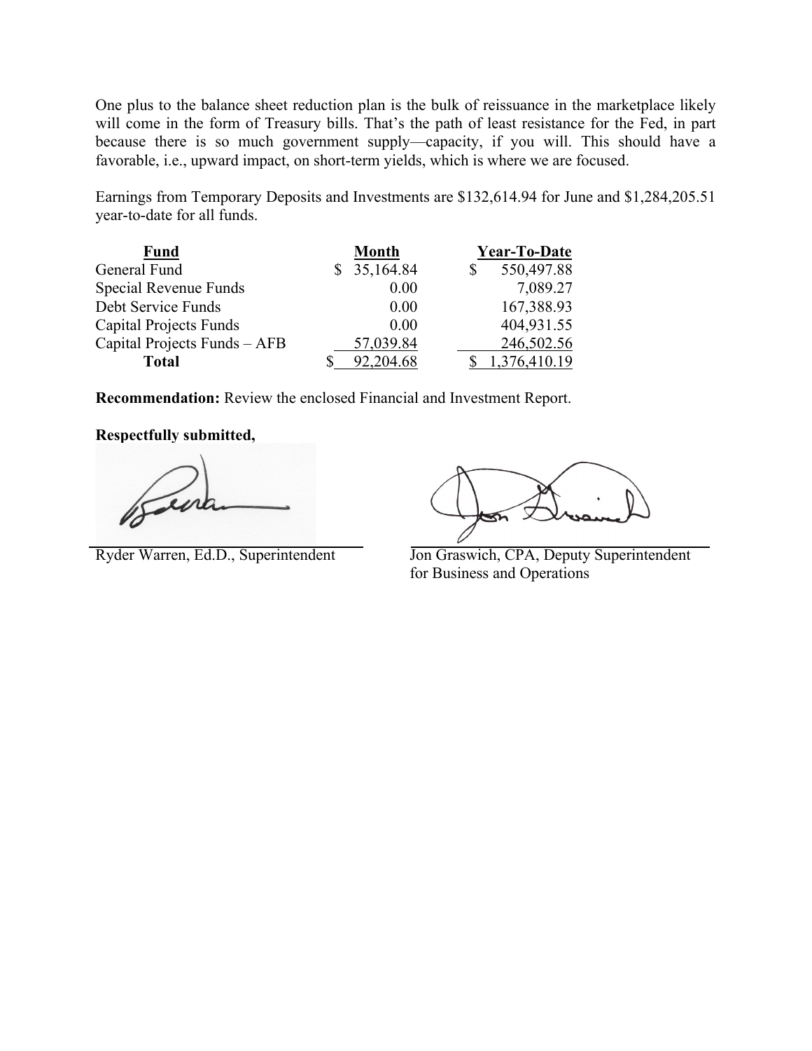One plus to the balance sheet reduction plan is the bulk of reissuance in the marketplace likely will come in the form of Treasury bills. That's the path of least resistance for the Fed, in part because there is so much government supply—capacity, if you will. This should have a favorable, i.e., upward impact, on short-term yields, which is where we are focused.

Earnings from Temporary Deposits and Investments are $132,614.94 for June and $1,284,205.51 year-to-date for all funds.

| Fund | Month | Year-To-Date |
|---|---|---|
| General Fund | $ 35,164.84 | $ 550,497.88 |
| Special Revenue Funds | 0.00 | 7,089.27 |
| Debt Service Funds | 0.00 | 167,388.93 |
| Capital Projects Funds | 0.00 | 404,931.55 |
| Capital Projects Funds – AFB | 57,039.84 | 246,502.56 |
| **Total** | $ 92,204.68 | $ 1,376,410.19 |

**Recommendation:** Review the enclosed Financial and Investment Report.

**Respectfully submitted,**

Ryder Warren, Ed.D., Superintendent

Jon Graswich, CPA, Deputy Superintendent for Business and Operations